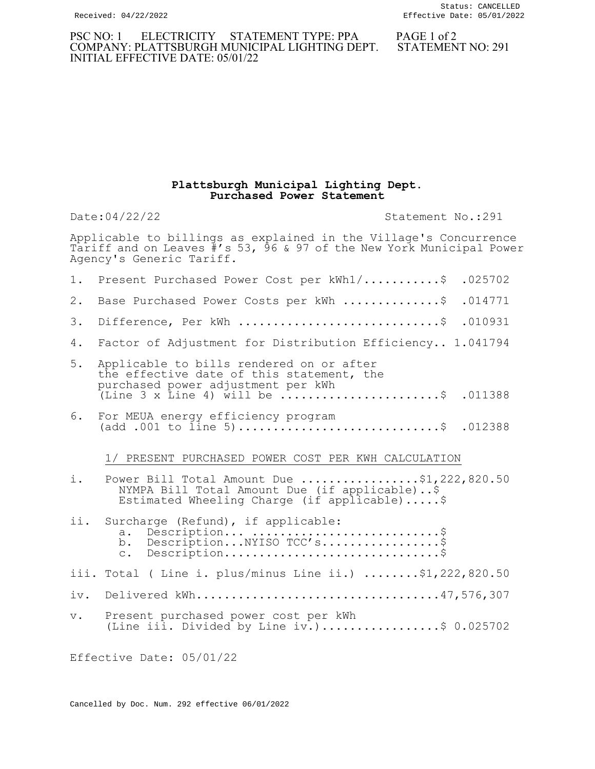PSC NO: 1 ELECTRICITY STATEMENT TYPE: PPA
COMPANY: PLATTSBURGH MUNICIPAL LIGHTING DEPT. STATEMENT NO: 291
INITIAL EFFECTIVE DATE: 05/01/22

## Plattsburgh Municipal Lighting Dept.
## Purchased Power Statement

Date:04/22/22 Statement No.:291

Applicable to billings as explained in the Village's Concurrence Tariff and on Leaves #'s 53, 96 & 97 of the New York Municipal Power Agency's Generic Tariff.

1. Present Purchased Power Cost per kWh1/...........$ .025702
2. Base Purchased Power Costs per kWh ..............$ .014771
3. Difference, Per kWh .............................$ .010931
4. Factor of Adjustment for Distribution Efficiency.. 1.041794
5. Applicable to bills rendered on or after the effective date of this statement, the purchased power adjustment per kWh (Line 3 x Line 4) will be .......................$ .011388
6. For MEUA energy efficiency program (add .001 to line 5).............................$ .012388

1/ PRESENT PURCHASED POWER COST PER KWH CALCULATION

i. Power Bill Total Amount Due .................$1,222,820.50
   NYMPA Bill Total Amount Due (if applicable)..$
   Estimated Wheeling Charge (if applicable).....$

ii. Surcharge (Refund), if applicable:
   a. Description... ..........................$
   b. Description...NYISO TCC's.................$
   c. Description...............................$

iii. Total ( Line i. plus/minus Line ii.) ........$1,222,820.50

iv. Delivered kWh..................................47,576,307

v. Present purchased power cost per kWh (Line iii. Divided by Line iv.).................$ 0.025702

Effective Date: 05/01/22

Cancelled by Doc. Num. 292 effective 06/01/2022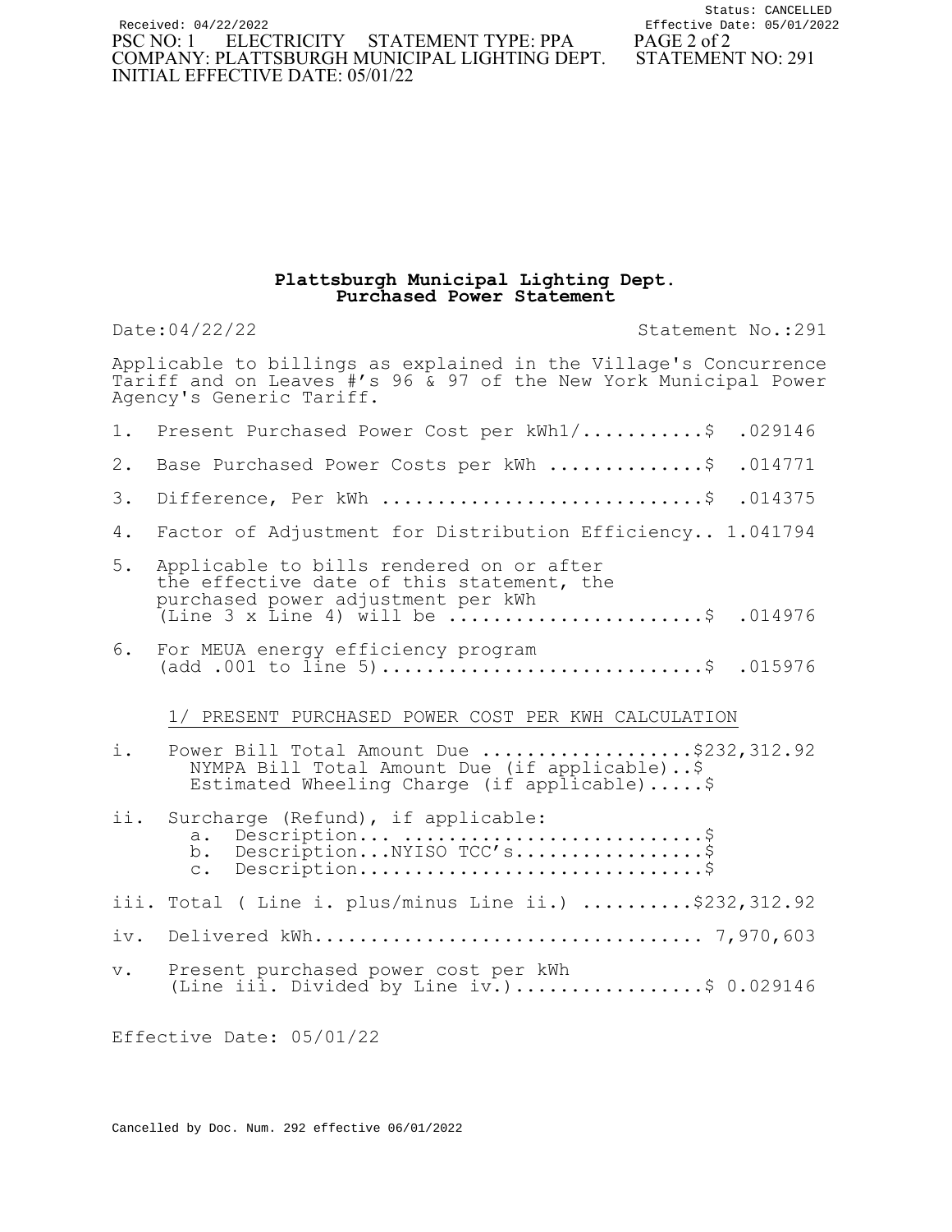Received: 04/22/2022

Status: CANCELLED
Effective Date: 05/01/2022

PSC NO: 1 ELECTRICITY STATEMENT TYPE: PPA
COMPANY: PLATTSBURGH MUNICIPAL LIGHTING DEPT.
INITIAL EFFECTIVE DATE: 05/01/22

STATEMENT NO: 291

**Plattsburgh Municipal Lighting Dept.**
**Purchased Power Statement**

Date:04/22/22 Statement No.:291

Applicable to billings as explained in the Village's Concurrence Tariff and on Leaves #'s 96 & 97 of the New York Municipal Power Agency's Generic Tariff.

1. Present Purchased Power Cost per kWh1/...........$ .029146
2. Base Purchased Power Costs per kWh ..............$ .014771
3. Difference, Per kWh .............................$ .014375
4. Factor of Adjustment for Distribution Efficiency.. 1.041794
5. Applicable to bills rendered on or after the effective date of this statement, the purchased power adjustment per kWh (Line 3 x Line 4) will be .......................$ .014976
6. For MEUA energy efficiency program (add .001 to line 5).............................$ .015976

1/ PRESENT PURCHASED POWER COST PER KWH CALCULATION

i. Power Bill Total Amount Due ...................$232,312.92
   NYMPA Bill Total Amount Due (if applicable)..$
   Estimated Wheeling Charge (if applicable).....$

ii. Surcharge (Refund), if applicable:
   a. Description... ..........................$
   b. Description...NYISO TCC's.................$
   c. Description...............................$

iii. Total ( Line i. plus/minus Line ii.) ..........$232,312.92

iv. Delivered kWh.................................. 7,970,603

v. Present purchased power cost per kWh (Line iii. Divided by Line iv.).................$ 0.029146

Effective Date: 05/01/22

Cancelled by Doc. Num. 292 effective 06/01/2022